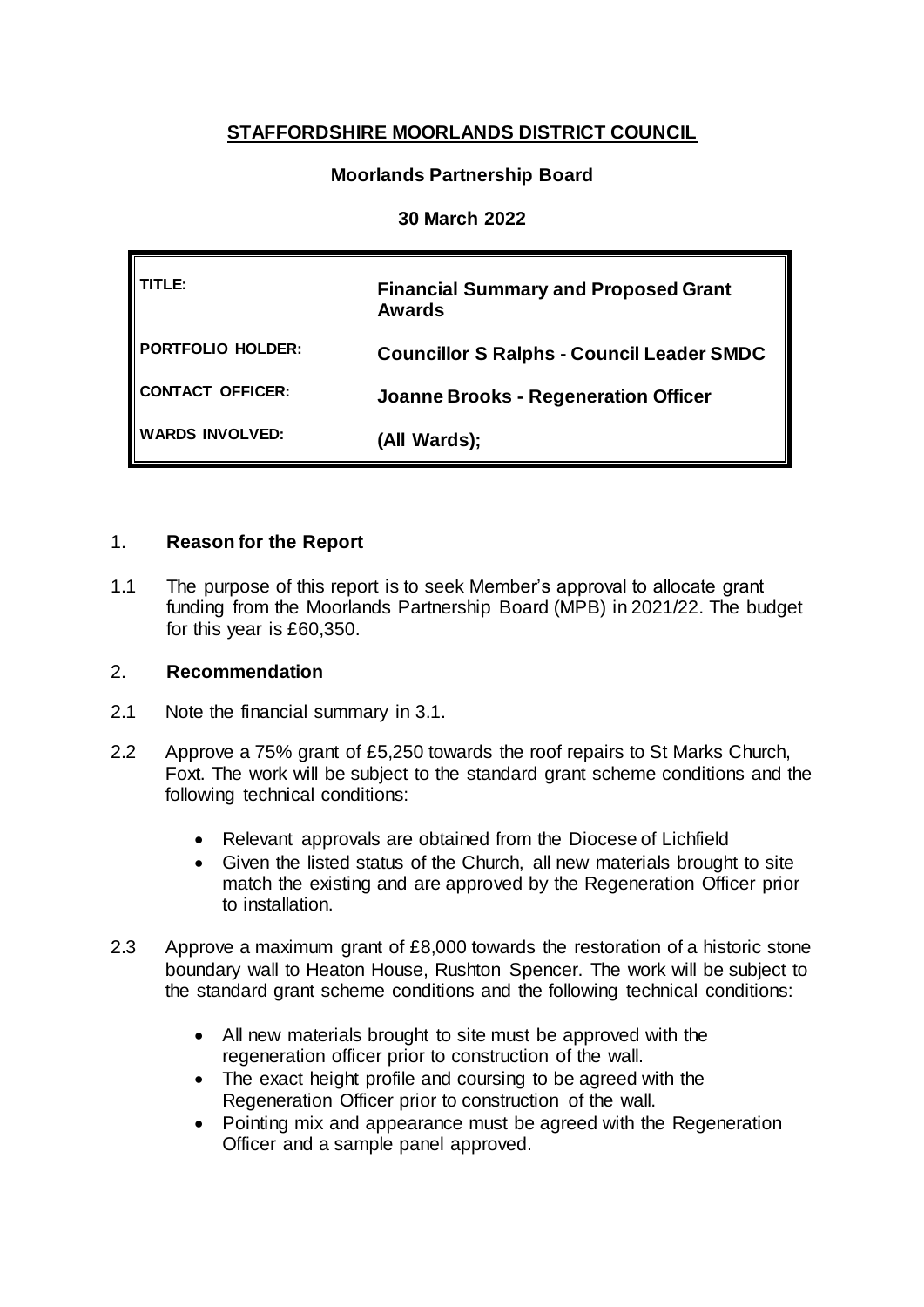# STAFFORDSHIRE MOORLANDS DISTRICT COUNCIL

**Moorlands Partnership Board**

**30 March 2022**

| | |
|---|---|
| TITLE: | **Financial Summary and Proposed Grant Awards** |
| PORTFOLIO HOLDER: | **Councillor S Ralphs - Council Leader SMDC** |
| CONTACT OFFICER: | **Joanne Brooks - Regeneration Officer** |
| WARDS INVOLVED: | **(All Wards);** |

## 1. Reason for the Report

1.1 The purpose of this report is to seek Member's approval to allocate grant funding from the Moorlands Partnership Board (MPB) in 2021/22. The budget for this year is £60,350.

## 2. Recommendation

2.1 Note the financial summary in 3.1.

2.2 Approve a 75% grant of £5,250 towards the roof repairs to St Marks Church, Foxt. The work will be subject to the standard grant scheme conditions and the following technical conditions:

- Relevant approvals are obtained from the Diocese of Lichfield
- Given the listed status of the Church, all new materials brought to site match the existing and are approved by the Regeneration Officer prior to installation.

2.3 Approve a maximum grant of £8,000 towards the restoration of a historic stone boundary wall to Heaton House, Rushton Spencer. The work will be subject to the standard grant scheme conditions and the following technical conditions:

- All new materials brought to site must be approved with the regeneration officer prior to construction of the wall.
- The exact height profile and coursing to be agreed with the Regeneration Officer prior to construction of the wall.
- Pointing mix and appearance must be agreed with the Regeneration Officer and a sample panel approved.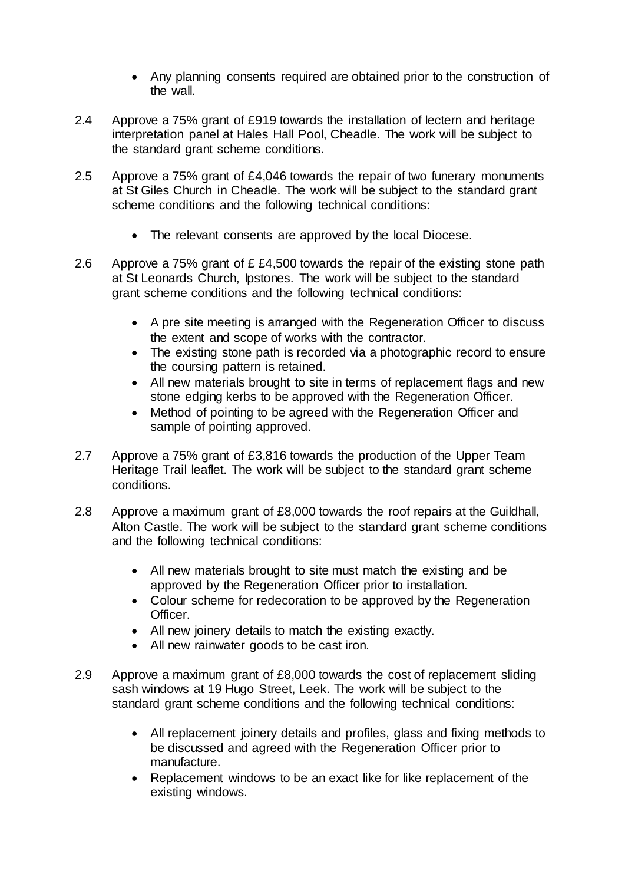- Any planning consents required are obtained prior to the construction of the wall.

2.4 Approve a 75% grant of £919 towards the installation of lectern and heritage interpretation panel at Hales Hall Pool, Cheadle. The work will be subject to the standard grant scheme conditions.

2.5 Approve a 75% grant of £4,046 towards the repair of two funerary monuments at St Giles Church in Cheadle. The work will be subject to the standard grant scheme conditions and the following technical conditions:

- The relevant consents are approved by the local Diocese.

2.6 Approve a 75% grant of £ £4,500 towards the repair of the existing stone path at St Leonards Church, Ipstones. The work will be subject to the standard grant scheme conditions and the following technical conditions:

- A pre site meeting is arranged with the Regeneration Officer to discuss the extent and scope of works with the contractor.
- The existing stone path is recorded via a photographic record to ensure the coursing pattern is retained.
- All new materials brought to site in terms of replacement flags and new stone edging kerbs to be approved with the Regeneration Officer.
- Method of pointing to be agreed with the Regeneration Officer and sample of pointing approved.

2.7 Approve a 75% grant of £3,816 towards the production of the Upper Team Heritage Trail leaflet. The work will be subject to the standard grant scheme conditions.

2.8 Approve a maximum grant of £8,000 towards the roof repairs at the Guildhall, Alton Castle. The work will be subject to the standard grant scheme conditions and the following technical conditions:

- All new materials brought to site must match the existing and be approved by the Regeneration Officer prior to installation.
- Colour scheme for redecoration to be approved by the Regeneration Officer.
- All new joinery details to match the existing exactly.
- All new rainwater goods to be cast iron.

2.9 Approve a maximum grant of £8,000 towards the cost of replacement sliding sash windows at 19 Hugo Street, Leek. The work will be subject to the standard grant scheme conditions and the following technical conditions:

- All replacement joinery details and profiles, glass and fixing methods to be discussed and agreed with the Regeneration Officer prior to manufacture.
- Replacement windows to be an exact like for like replacement of the existing windows.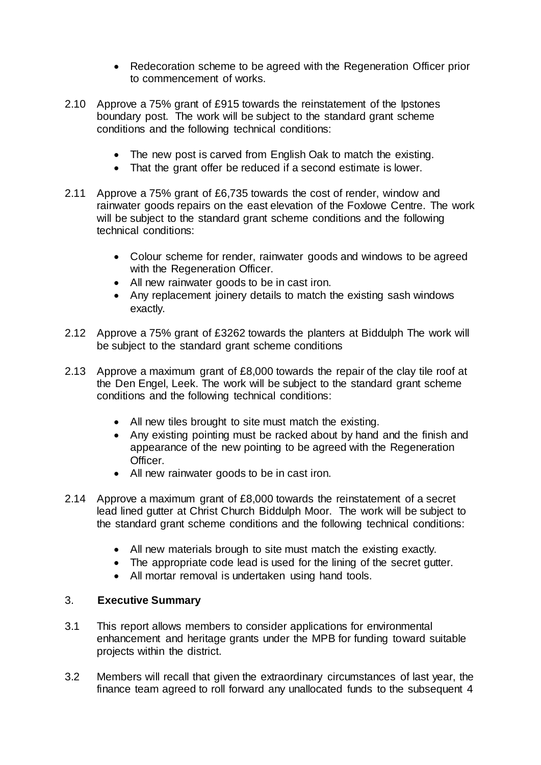- Redecoration scheme to be agreed with the Regeneration Officer prior to commencement of works.

2.10 Approve a 75% grant of £915 towards the reinstatement of the Ipstones boundary post. The work will be subject to the standard grant scheme conditions and the following technical conditions:

- The new post is carved from English Oak to match the existing.
- That the grant offer be reduced if a second estimate is lower.

2.11 Approve a 75% grant of £6,735 towards the cost of render, window and rainwater goods repairs on the east elevation of the Foxlowe Centre. The work will be subject to the standard grant scheme conditions and the following technical conditions:

- Colour scheme for render, rainwater goods and windows to be agreed with the Regeneration Officer.
- All new rainwater goods to be in cast iron.
- Any replacement joinery details to match the existing sash windows exactly.

2.12 Approve a 75% grant of £3262 towards the planters at Biddulph The work will be subject to the standard grant scheme conditions

2.13 Approve a maximum grant of £8,000 towards the repair of the clay tile roof at the Den Engel, Leek. The work will be subject to the standard grant scheme conditions and the following technical conditions:

- All new tiles brought to site must match the existing.
- Any existing pointing must be racked about by hand and the finish and appearance of the new pointing to be agreed with the Regeneration Officer.
- All new rainwater goods to be in cast iron.

2.14 Approve a maximum grant of £8,000 towards the reinstatement of a secret lead lined gutter at Christ Church Biddulph Moor. The work will be subject to the standard grant scheme conditions and the following technical conditions:

- All new materials brough to site must match the existing exactly.
- The appropriate code lead is used for the lining of the secret gutter.
- All mortar removal is undertaken using hand tools.

## 3. Executive Summary

3.1 This report allows members to consider applications for environmental enhancement and heritage grants under the MPB for funding toward suitable projects within the district.

3.2 Members will recall that given the extraordinary circumstances of last year, the finance team agreed to roll forward any unallocated funds to the subsequent 4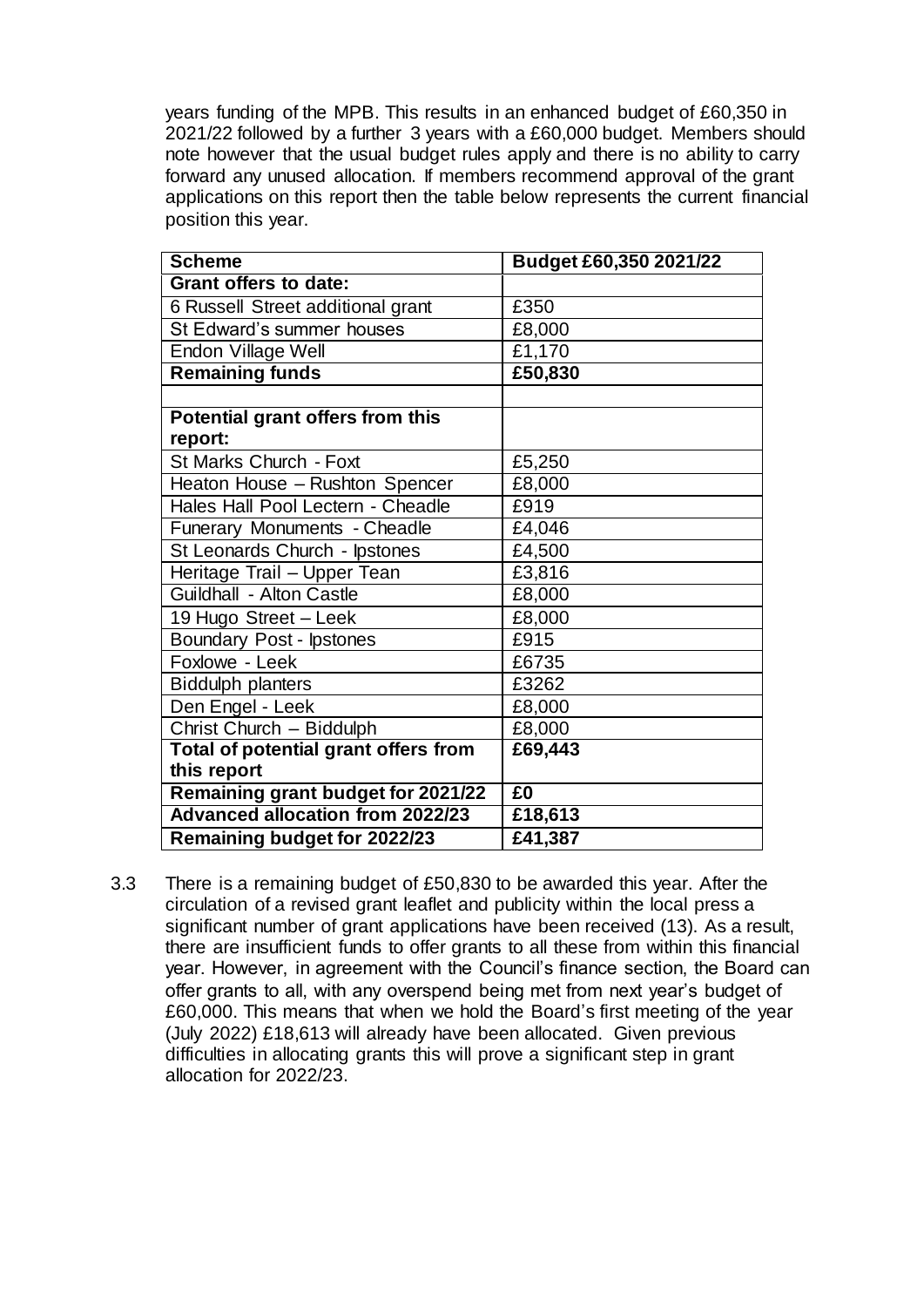years funding of the MPB. This results in an enhanced budget of £60,350 in 2021/22 followed by a further 3 years with a £60,000 budget. Members should note however that the usual budget rules apply and there is no ability to carry forward any unused allocation. If members recommend approval of the grant applications on this report then the table below represents the current financial position this year.

| **Scheme** | **Budget £60,350 2021/22** |
|---|---|
| **Grant offers to date:** | |
| 6 Russell Street additional grant | £350 |
| St Edward's summer houses | £8,000 |
| Endon Village Well | £1,170 |
| **Remaining funds** | **£50,830** |
| | |
| **Potential grant offers from this report:** | |
| St Marks Church - Foxt | £5,250 |
| Heaton House – Rushton Spencer | £8,000 |
| Hales Hall Pool Lectern - Cheadle | £919 |
| Funerary Monuments - Cheadle | £4,046 |
| St Leonards Church - Ipstones | £4,500 |
| Heritage Trail – Upper Tean | £3,816 |
| Guildhall - Alton Castle | £8,000 |
| 19 Hugo Street – Leek | £8,000 |
| Boundary Post - Ipstones | £915 |
| Foxlowe - Leek | £6735 |
| Biddulph planters | £3262 |
| Den Engel - Leek | £8,000 |
| Christ Church – Biddulph | £8,000 |
| **Total of potential grant offers from this report** | **£69,443** |
| **Remaining grant budget for 2021/22** | **£0** |
| **Advanced allocation from 2022/23** | **£18,613** |
| **Remaining budget for 2022/23** | **£41,387** |

3.3 There is a remaining budget of £50,830 to be awarded this year. After the circulation of a revised grant leaflet and publicity within the local press a significant number of grant applications have been received (13). As a result, there are insufficient funds to offer grants to all these from within this financial year. However, in agreement with the Council's finance section, the Board can offer grants to all, with any overspend being met from next year's budget of £60,000. This means that when we hold the Board's first meeting of the year (July 2022) £18,613 will already have been allocated. Given previous difficulties in allocating grants this will prove a significant step in grant allocation for 2022/23.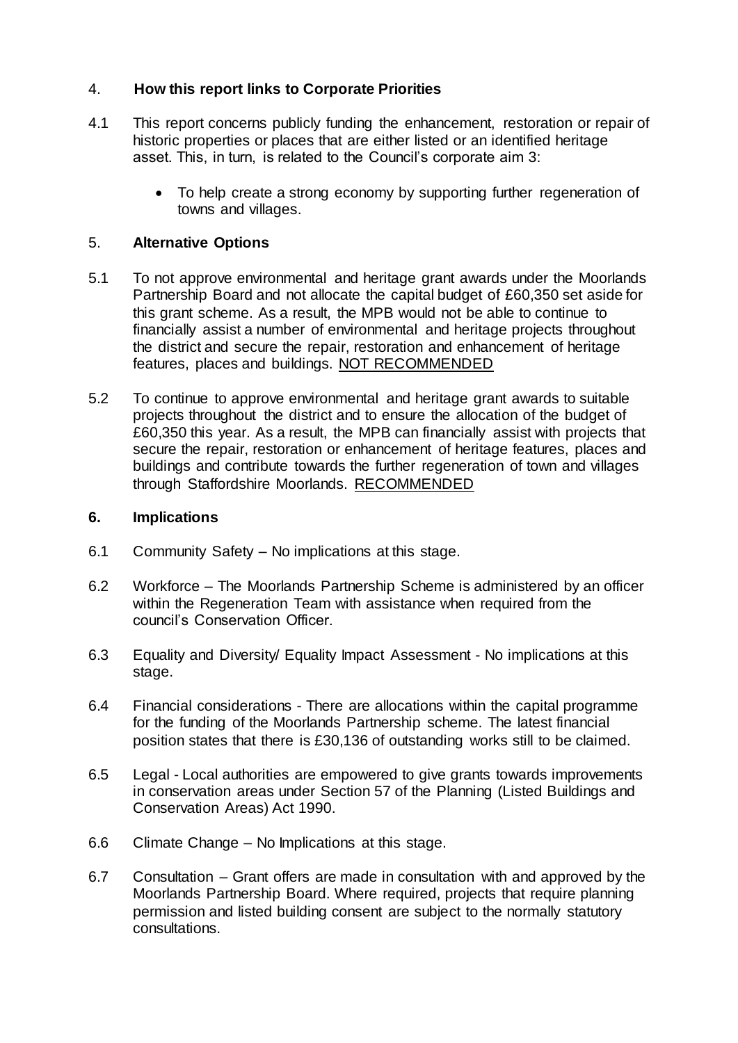## 4. How this report links to Corporate Priorities

4.1 This report concerns publicly funding the enhancement, restoration or repair of historic properties or places that are either listed or an identified heritage asset. This, in turn, is related to the Council's corporate aim 3:

- To help create a strong economy by supporting further regeneration of towns and villages.

## 5. Alternative Options

5.1 To not approve environmental and heritage grant awards under the Moorlands Partnership Board and not allocate the capital budget of £60,350 set aside for this grant scheme. As a result, the MPB would not be able to continue to financially assist a number of environmental and heritage projects throughout the district and secure the repair, restoration and enhancement of heritage features, places and buildings. NOT RECOMMENDED

5.2 To continue to approve environmental and heritage grant awards to suitable projects throughout the district and to ensure the allocation of the budget of £60,350 this year. As a result, the MPB can financially assist with projects that secure the repair, restoration or enhancement of heritage features, places and buildings and contribute towards the further regeneration of town and villages through Staffordshire Moorlands. RECOMMENDED

## 6. Implications

6.1 Community Safety – No implications at this stage.

6.2 Workforce – The Moorlands Partnership Scheme is administered by an officer within the Regeneration Team with assistance when required from the council's Conservation Officer.

6.3 Equality and Diversity/ Equality Impact Assessment - No implications at this stage.

6.4 Financial considerations - There are allocations within the capital programme for the funding of the Moorlands Partnership scheme. The latest financial position states that there is £30,136 of outstanding works still to be claimed.

6.5 Legal - Local authorities are empowered to give grants towards improvements in conservation areas under Section 57 of the Planning (Listed Buildings and Conservation Areas) Act 1990.

6.6 Climate Change – No Implications at this stage.

6.7 Consultation – Grant offers are made in consultation with and approved by the Moorlands Partnership Board. Where required, projects that require planning permission and listed building consent are subject to the normally statutory consultations.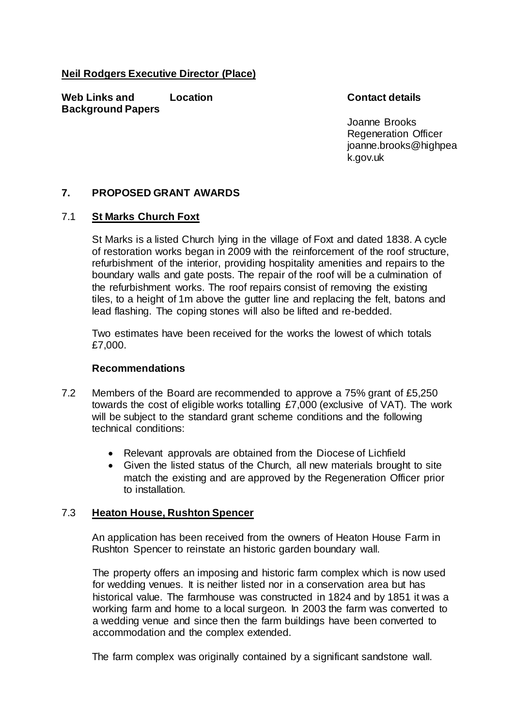**Neil Rodgers Executive Director (Place)**

| Web Links and Background Papers | Location | Contact details |
|---|---|---|
| | | Joanne Brooks<br>Regeneration Officer<br>joanne.brooks@highpeak.gov.uk |

## 7. PROPOSED GRANT AWARDS

### 7.1 St Marks Church Foxt

St Marks is a listed Church lying in the village of Foxt and dated 1838. A cycle of restoration works began in 2009 with the reinforcement of the roof structure, refurbishment of the interior, providing hospitality amenities and repairs to the boundary walls and gate posts. The repair of the roof will be a culmination of the refurbishment works. The roof repairs consist of removing the existing tiles, to a height of 1m above the gutter line and replacing the felt, batons and lead flashing. The coping stones will also be lifted and re-bedded.

Two estimates have been received for the works the lowest of which totals £7,000.

**Recommendations**

7.2 Members of the Board are recommended to approve a 75% grant of £5,250 towards the cost of eligible works totalling £7,000 (exclusive of VAT). The work will be subject to the standard grant scheme conditions and the following technical conditions:

- Relevant approvals are obtained from the Diocese of Lichfield
- Given the listed status of the Church, all new materials brought to site match the existing and are approved by the Regeneration Officer prior to installation.

### 7.3 Heaton House, Rushton Spencer

An application has been received from the owners of Heaton House Farm in Rushton Spencer to reinstate an historic garden boundary wall.

The property offers an imposing and historic farm complex which is now used for wedding venues. It is neither listed nor in a conservation area but has historical value. The farmhouse was constructed in 1824 and by 1851 it was a working farm and home to a local surgeon. In 2003 the farm was converted to a wedding venue and since then the farm buildings have been converted to accommodation and the complex extended.

The farm complex was originally contained by a significant sandstone wall.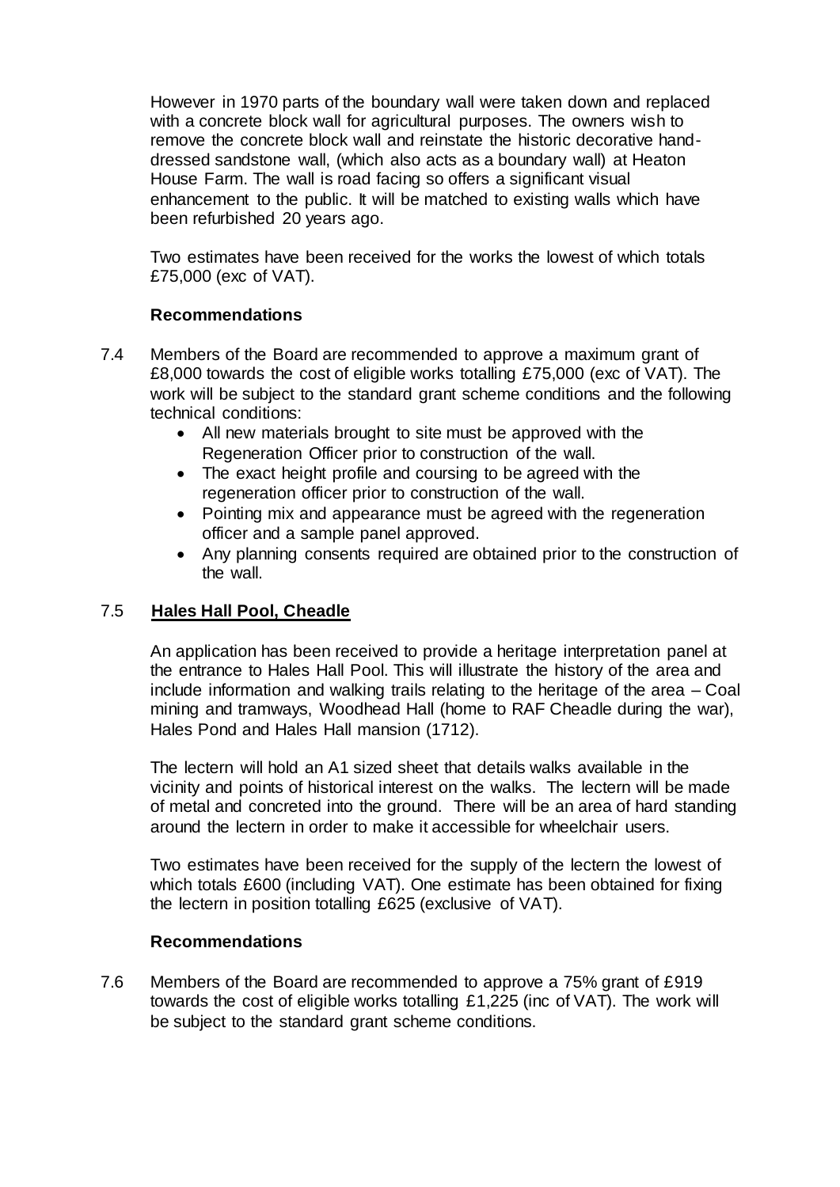However in 1970 parts of the boundary wall were taken down and replaced with a concrete block wall for agricultural purposes. The owners wish to remove the concrete block wall and reinstate the historic decorative hand-dressed sandstone wall, (which also acts as a boundary wall) at Heaton House Farm. The wall is road facing so offers a significant visual enhancement to the public. It will be matched to existing walls which have been refurbished 20 years ago.

Two estimates have been received for the works the lowest of which totals £75,000 (exc of VAT).

**Recommendations**

7.4 Members of the Board are recommended to approve a maximum grant of £8,000 towards the cost of eligible works totalling £75,000 (exc of VAT). The work will be subject to the standard grant scheme conditions and the following technical conditions:

- All new materials brought to site must be approved with the Regeneration Officer prior to construction of the wall.
- The exact height profile and coursing to be agreed with the regeneration officer prior to construction of the wall.
- Pointing mix and appearance must be agreed with the regeneration officer and a sample panel approved.
- Any planning consents required are obtained prior to the construction of the wall.

### 7.5 Hales Hall Pool, Cheadle

An application has been received to provide a heritage interpretation panel at the entrance to Hales Hall Pool. This will illustrate the history of the area and include information and walking trails relating to the heritage of the area – Coal mining and tramways, Woodhead Hall (home to RAF Cheadle during the war), Hales Pond and Hales Hall mansion (1712).

The lectern will hold an A1 sized sheet that details walks available in the vicinity and points of historical interest on the walks. The lectern will be made of metal and concreted into the ground. There will be an area of hard standing around the lectern in order to make it accessible for wheelchair users.

Two estimates have been received for the supply of the lectern the lowest of which totals £600 (including VAT). One estimate has been obtained for fixing the lectern in position totalling £625 (exclusive of VAT).

**Recommendations**

7.6 Members of the Board are recommended to approve a 75% grant of £919 towards the cost of eligible works totalling £1,225 (inc of VAT). The work will be subject to the standard grant scheme conditions.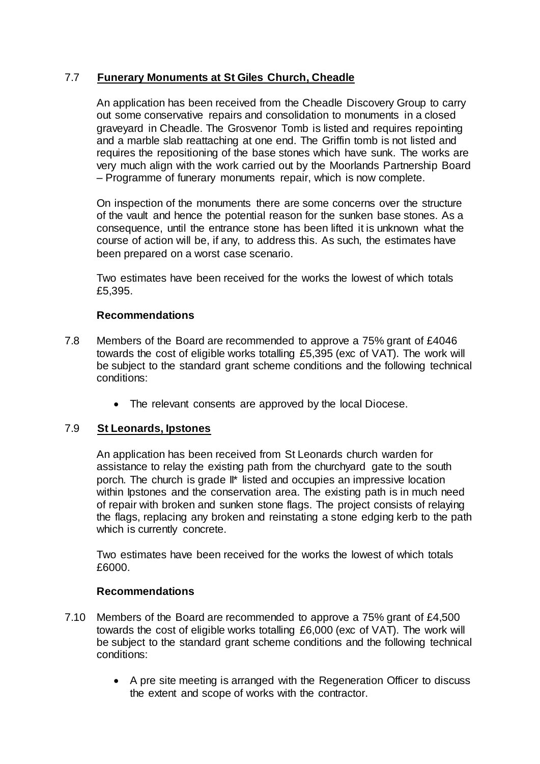### 7.7 Funerary Monuments at St Giles Church, Cheadle

An application has been received from the Cheadle Discovery Group to carry out some conservative repairs and consolidation to monuments in a closed graveyard in Cheadle. The Grosvenor Tomb is listed and requires repointing and a marble slab reattaching at one end. The Griffin tomb is not listed and requires the repositioning of the base stones which have sunk. The works are very much align with the work carried out by the Moorlands Partnership Board – Programme of funerary monuments repair, which is now complete.

On inspection of the monuments there are some concerns over the structure of the vault and hence the potential reason for the sunken base stones. As a consequence, until the entrance stone has been lifted it is unknown what the course of action will be, if any, to address this. As such, the estimates have been prepared on a worst case scenario.

Two estimates have been received for the works the lowest of which totals £5,395.

**Recommendations**

7.8 Members of the Board are recommended to approve a 75% grant of £4046 towards the cost of eligible works totalling £5,395 (exc of VAT). The work will be subject to the standard grant scheme conditions and the following technical conditions:

- The relevant consents are approved by the local Diocese.

### 7.9 St Leonards, Ipstones

An application has been received from St Leonards church warden for assistance to relay the existing path from the churchyard gate to the south porch. The church is grade II* listed and occupies an impressive location within Ipstones and the conservation area. The existing path is in much need of repair with broken and sunken stone flags. The project consists of relaying the flags, replacing any broken and reinstating a stone edging kerb to the path which is currently concrete.

Two estimates have been received for the works the lowest of which totals £6000.

**Recommendations**

7.10 Members of the Board are recommended to approve a 75% grant of £4,500 towards the cost of eligible works totalling £6,000 (exc of VAT). The work will be subject to the standard grant scheme conditions and the following technical conditions:

- A pre site meeting is arranged with the Regeneration Officer to discuss the extent and scope of works with the contractor.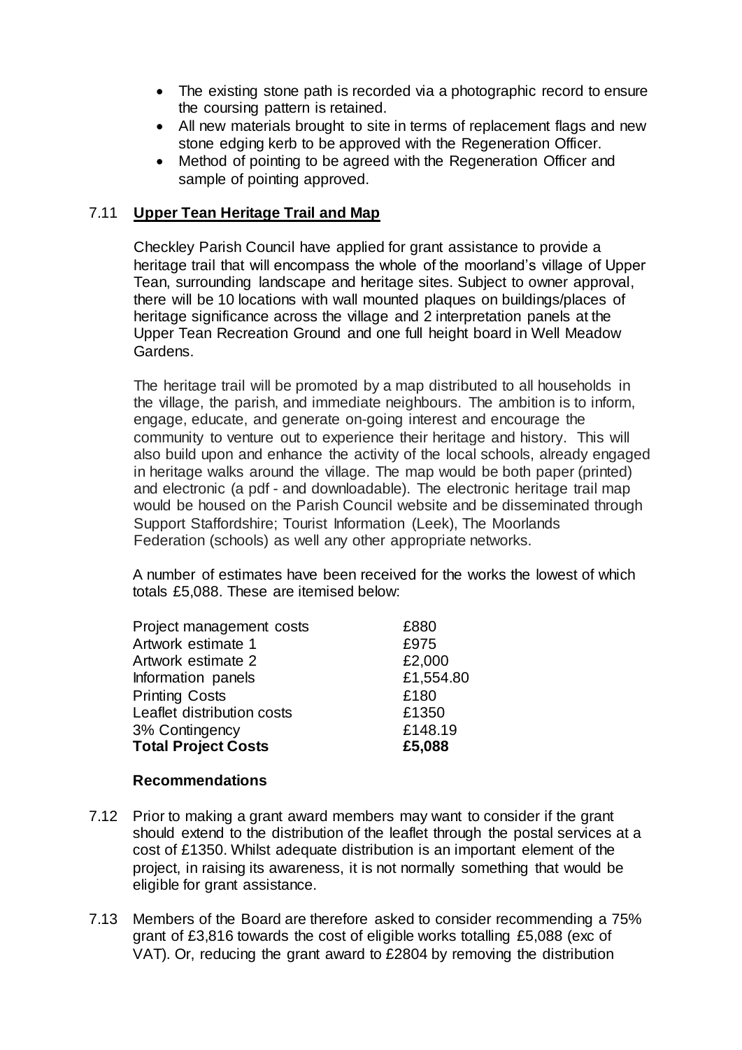- The existing stone path is recorded via a photographic record to ensure the coursing pattern is retained.
- All new materials brought to site in terms of replacement flags and new stone edging kerb to be approved with the Regeneration Officer.
- Method of pointing to be agreed with the Regeneration Officer and sample of pointing approved.

## 7.11 Upper Tean Heritage Trail and Map

Checkley Parish Council have applied for grant assistance to provide a heritage trail that will encompass the whole of the moorland's village of Upper Tean, surrounding landscape and heritage sites. Subject to owner approval, there will be 10 locations with wall mounted plaques on buildings/places of heritage significance across the village and 2 interpretation panels at the Upper Tean Recreation Ground and one full height board in Well Meadow Gardens.

The heritage trail will be promoted by a map distributed to all households in the village, the parish, and immediate neighbours. The ambition is to inform, engage, educate, and generate on-going interest and encourage the community to venture out to experience their heritage and history. This will also build upon and enhance the activity of the local schools, already engaged in heritage walks around the village. The map would be both paper (printed) and electronic (a pdf - and downloadable). The electronic heritage trail map would be housed on the Parish Council website and be disseminated through Support Staffordshire; Tourist Information (Leek), The Moorlands Federation (schools) as well any other appropriate networks.

A number of estimates have been received for the works the lowest of which totals £5,088. These are itemised below:

| | |
|---|---|
| Project management costs | £880 |
| Artwork estimate 1 | £975 |
| Artwork estimate 2 | £2,000 |
| Information panels | £1,554.80 |
| Printing Costs | £180 |
| Leaflet distribution costs | £1350 |
| 3% Contingency | £148.19 |
| **Total Project Costs** | **£5,088** |

**Recommendations**

7.12 Prior to making a grant award members may want to consider if the grant should extend to the distribution of the leaflet through the postal services at a cost of £1350. Whilst adequate distribution is an important element of the project, in raising its awareness, it is not normally something that would be eligible for grant assistance.

7.13 Members of the Board are therefore asked to consider recommending a 75% grant of £3,816 towards the cost of eligible works totalling £5,088 (exc of VAT). Or, reducing the grant award to £2804 by removing the distribution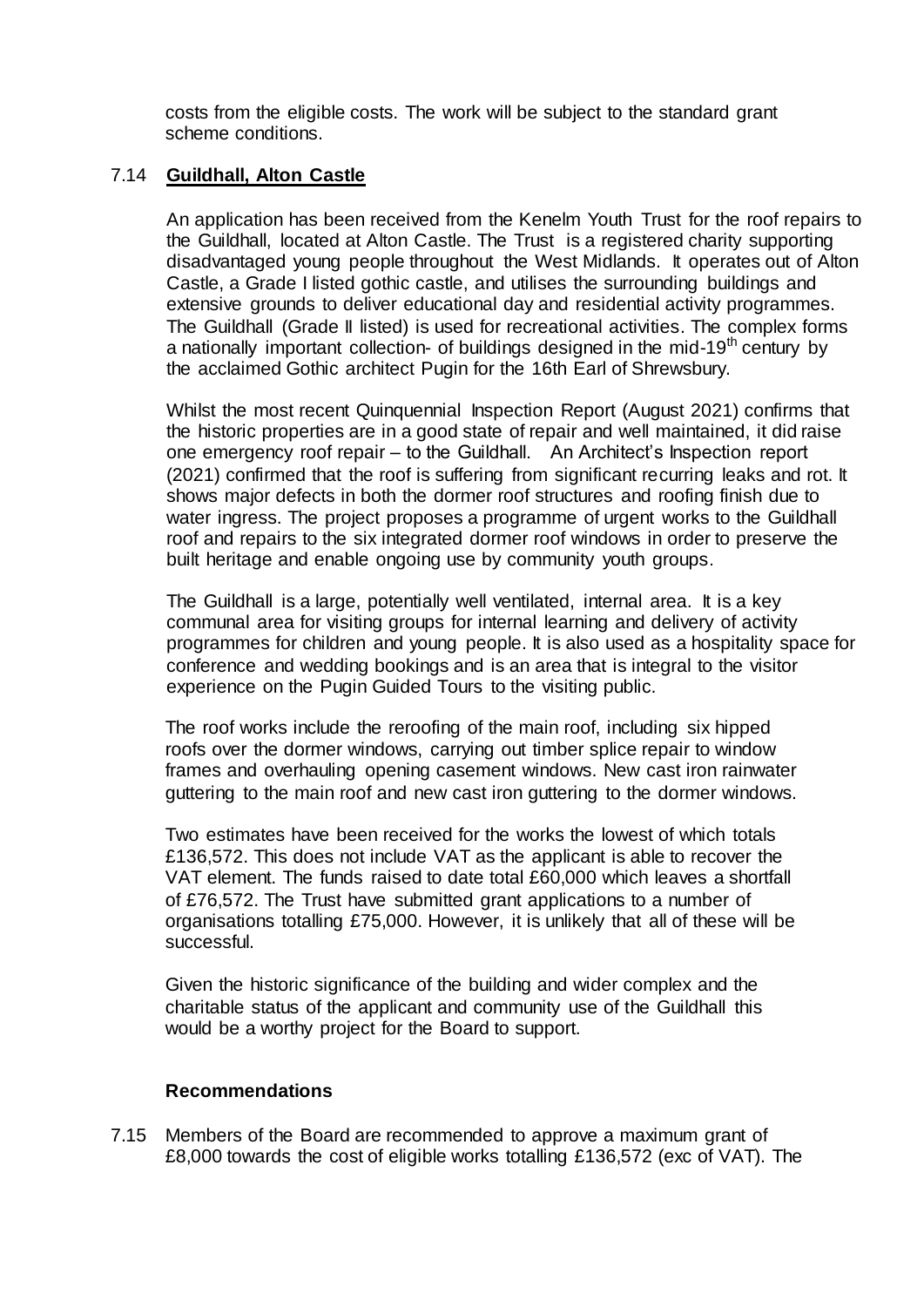costs from the eligible costs. The work will be subject to the standard grant scheme conditions.

7.14 **Guildhall, Alton Castle**

An application has been received from the Kenelm Youth Trust for the roof repairs to the Guildhall, located at Alton Castle. The Trust is a registered charity supporting disadvantaged young people throughout the West Midlands. It operates out of Alton Castle, a Grade I listed gothic castle, and utilises the surrounding buildings and extensive grounds to deliver educational day and residential activity programmes. The Guildhall (Grade II listed) is used for recreational activities. The complex forms a nationally important collection- of buildings designed in the mid-19th century by the acclaimed Gothic architect Pugin for the 16th Earl of Shrewsbury.

Whilst the most recent Quinquennial Inspection Report (August 2021) confirms that the historic properties are in a good state of repair and well maintained, it did raise one emergency roof repair – to the Guildhall. An Architect's Inspection report (2021) confirmed that the roof is suffering from significant recurring leaks and rot. It shows major defects in both the dormer roof structures and roofing finish due to water ingress. The project proposes a programme of urgent works to the Guildhall roof and repairs to the six integrated dormer roof windows in order to preserve the built heritage and enable ongoing use by community youth groups.

The Guildhall is a large, potentially well ventilated, internal area. It is a key communal area for visiting groups for internal learning and delivery of activity programmes for children and young people. It is also used as a hospitality space for conference and wedding bookings and is an area that is integral to the visitor experience on the Pugin Guided Tours to the visiting public.

The roof works include the reroofing of the main roof, including six hipped roofs over the dormer windows, carrying out timber splice repair to window frames and overhauling opening casement windows. New cast iron rainwater guttering to the main roof and new cast iron guttering to the dormer windows.

Two estimates have been received for the works the lowest of which totals £136,572. This does not include VAT as the applicant is able to recover the VAT element. The funds raised to date total £60,000 which leaves a shortfall of £76,572. The Trust have submitted grant applications to a number of organisations totalling £75,000. However, it is unlikely that all of these will be successful.

Given the historic significance of the building and wider complex and the charitable status of the applicant and community use of the Guildhall this would be a worthy project for the Board to support.

**Recommendations**

7.15 Members of the Board are recommended to approve a maximum grant of £8,000 towards the cost of eligible works totalling £136,572 (exc of VAT). The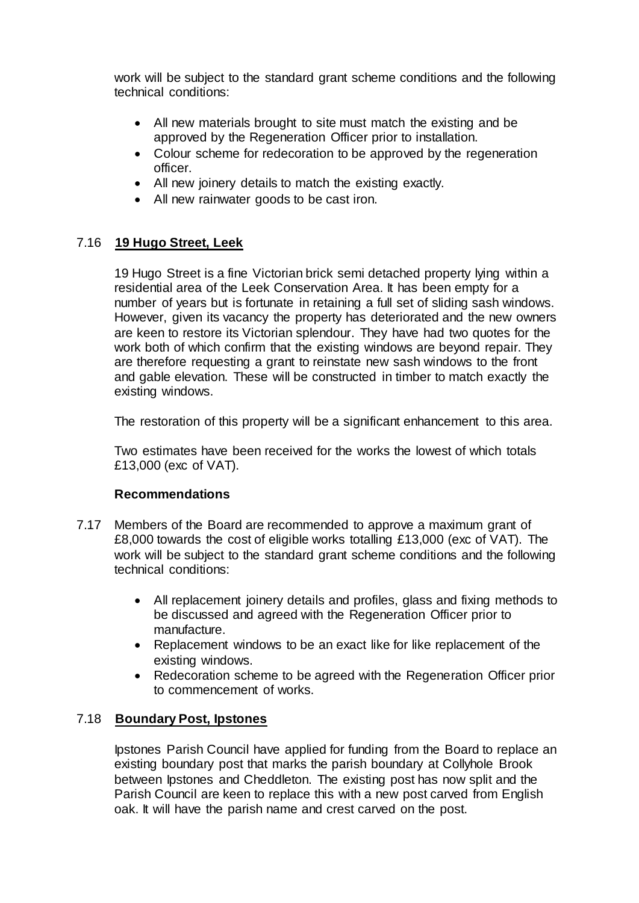work will be subject to the standard grant scheme conditions and the following technical conditions:

- All new materials brought to site must match the existing and be approved by the Regeneration Officer prior to installation.
- Colour scheme for redecoration to be approved by the regeneration officer.
- All new joinery details to match the existing exactly.
- All new rainwater goods to be cast iron.

7.16 **19 Hugo Street, Leek**

19 Hugo Street is a fine Victorian brick semi detached property lying within a residential area of the Leek Conservation Area. It has been empty for a number of years but is fortunate in retaining a full set of sliding sash windows. However, given its vacancy the property has deteriorated and the new owners are keen to restore its Victorian splendour. They have had two quotes for the work both of which confirm that the existing windows are beyond repair. They are therefore requesting a grant to reinstate new sash windows to the front and gable elevation. These will be constructed in timber to match exactly the existing windows.

The restoration of this property will be a significant enhancement to this area.

Two estimates have been received for the works the lowest of which totals £13,000 (exc of VAT).

**Recommendations**

7.17 Members of the Board are recommended to approve a maximum grant of £8,000 towards the cost of eligible works totalling £13,000 (exc of VAT). The work will be subject to the standard grant scheme conditions and the following technical conditions:

- All replacement joinery details and profiles, glass and fixing methods to be discussed and agreed with the Regeneration Officer prior to manufacture.
- Replacement windows to be an exact like for like replacement of the existing windows.
- Redecoration scheme to be agreed with the Regeneration Officer prior to commencement of works.

7.18 **Boundary Post, Ipstones**

Ipstones Parish Council have applied for funding from the Board to replace an existing boundary post that marks the parish boundary at Collyhole Brook between Ipstones and Cheddleton. The existing post has now split and the Parish Council are keen to replace this with a new post carved from English oak. It will have the parish name and crest carved on the post.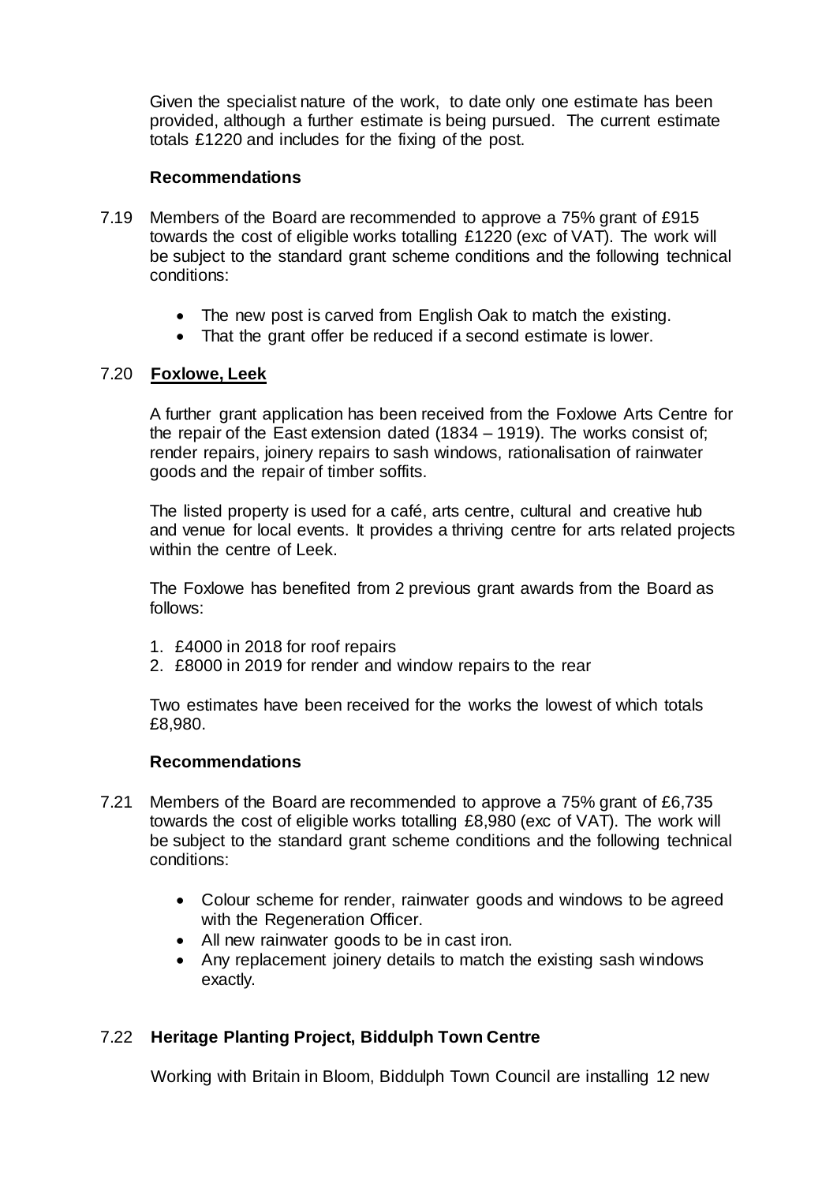Given the specialist nature of the work, to date only one estimate has been provided, although a further estimate is being pursued. The current estimate totals £1220 and includes for the fixing of the post.

**Recommendations**

7.19 Members of the Board are recommended to approve a 75% grant of £915 towards the cost of eligible works totalling £1220 (exc of VAT). The work will be subject to the standard grant scheme conditions and the following technical conditions:

- The new post is carved from English Oak to match the existing.
- That the grant offer be reduced if a second estimate is lower.

7.20 **Foxlowe, Leek**

A further grant application has been received from the Foxlowe Arts Centre for the repair of the East extension dated (1834 – 1919). The works consist of; render repairs, joinery repairs to sash windows, rationalisation of rainwater goods and the repair of timber soffits.

The listed property is used for a café, arts centre, cultural and creative hub and venue for local events. It provides a thriving centre for arts related projects within the centre of Leek.

The Foxlowe has benefited from 2 previous grant awards from the Board as follows:

1. £4000 in 2018 for roof repairs
2. £8000 in 2019 for render and window repairs to the rear

Two estimates have been received for the works the lowest of which totals £8,980.

**Recommendations**

7.21 Members of the Board are recommended to approve a 75% grant of £6,735 towards the cost of eligible works totalling £8,980 (exc of VAT). The work will be subject to the standard grant scheme conditions and the following technical conditions:

- Colour scheme for render, rainwater goods and windows to be agreed with the Regeneration Officer.
- All new rainwater goods to be in cast iron.
- Any replacement joinery details to match the existing sash windows exactly.

7.22 **Heritage Planting Project, Biddulph Town Centre**

Working with Britain in Bloom, Biddulph Town Council are installing 12 new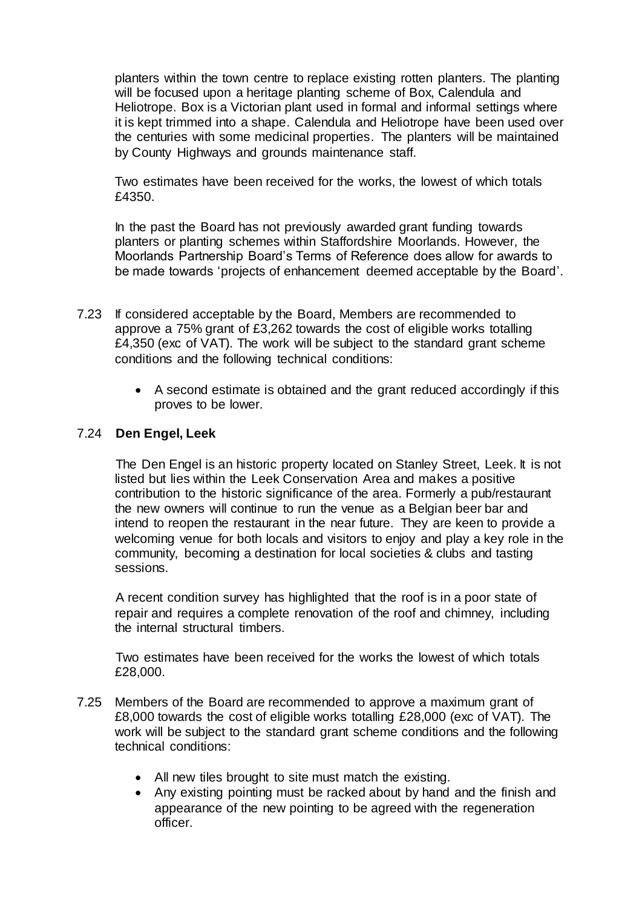planters within the town centre to replace existing rotten planters. The planting will be focused upon a heritage planting scheme of Box, Calendula and Heliotrope. Box is a Victorian plant used in formal and informal settings where it is kept trimmed into a shape. Calendula and Heliotrope have been used over the centuries with some medicinal properties. The planters will be maintained by County Highways and grounds maintenance staff.

Two estimates have been received for the works, the lowest of which totals £4350.

In the past the Board has not previously awarded grant funding towards planters or planting schemes within Staffordshire Moorlands. However, the Moorlands Partnership Board's Terms of Reference does allow for awards to be made towards 'projects of enhancement deemed acceptable by the Board'.

7.23 If considered acceptable by the Board, Members are recommended to approve a 75% grant of £3,262 towards the cost of eligible works totalling £4,350 (exc of VAT). The work will be subject to the standard grant scheme conditions and the following technical conditions:

- A second estimate is obtained and the grant reduced accordingly if this proves to be lower.

7.24 **Den Engel, Leek**

The Den Engel is an historic property located on Stanley Street, Leek. It is not listed but lies within the Leek Conservation Area and makes a positive contribution to the historic significance of the area. Formerly a pub/restaurant the new owners will continue to run the venue as a Belgian beer bar and intend to reopen the restaurant in the near future. They are keen to provide a welcoming venue for both locals and visitors to enjoy and play a key role in the community, becoming a destination for local societies & clubs and tasting sessions.

A recent condition survey has highlighted that the roof is in a poor state of repair and requires a complete renovation of the roof and chimney, including the internal structural timbers.

Two estimates have been received for the works the lowest of which totals £28,000.

7.25 Members of the Board are recommended to approve a maximum grant of £8,000 towards the cost of eligible works totalling £28,000 (exc of VAT). The work will be subject to the standard grant scheme conditions and the following technical conditions:

- All new tiles brought to site must match the existing.
- Any existing pointing must be racked about by hand and the finish and appearance of the new pointing to be agreed with the regeneration officer.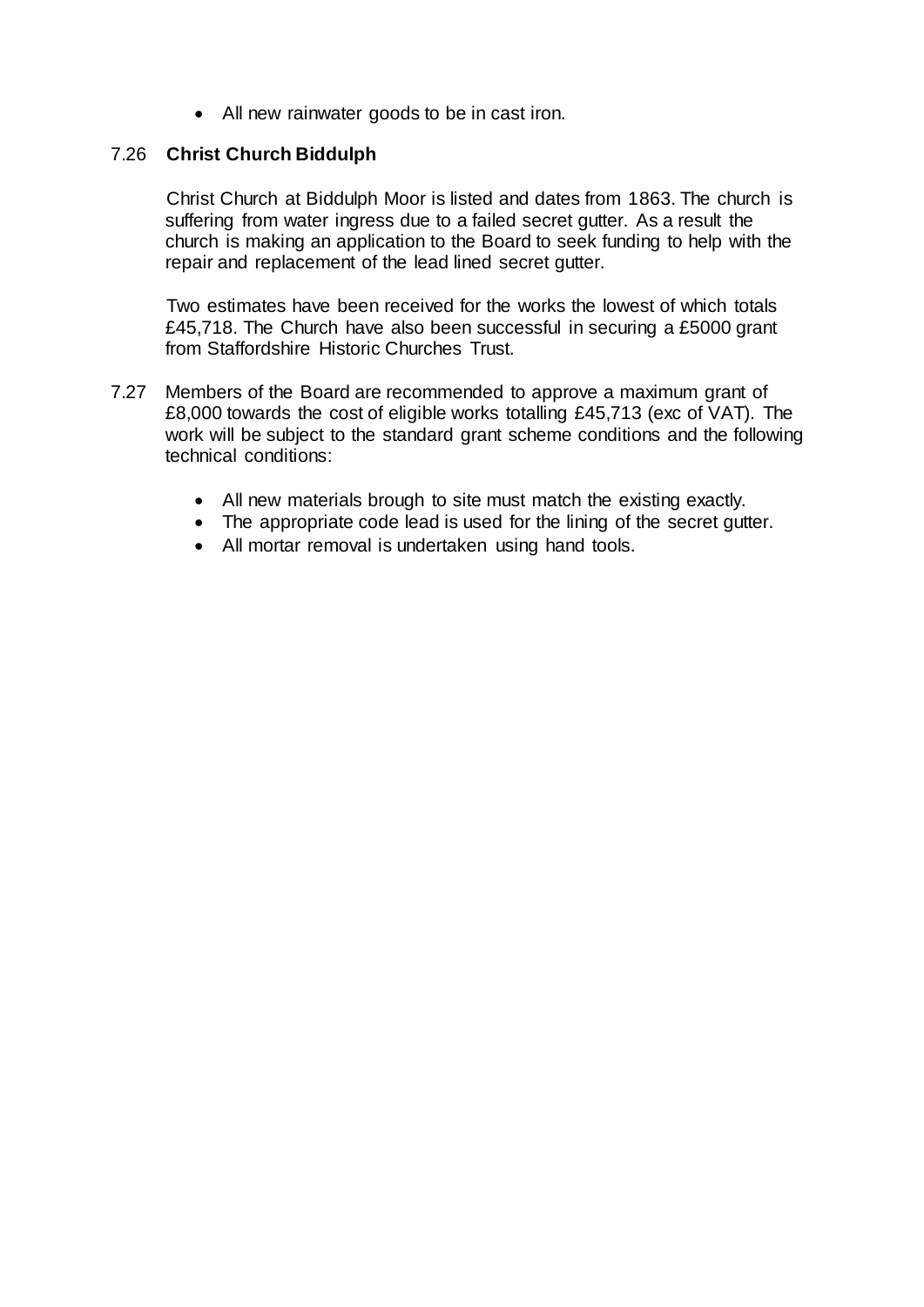- All new rainwater goods to be in cast iron.

7.26 **Christ Church Biddulph**

Christ Church at Biddulph Moor is listed and dates from 1863. The church is suffering from water ingress due to a failed secret gutter. As a result the church is making an application to the Board to seek funding to help with the repair and replacement of the lead lined secret gutter.

Two estimates have been received for the works the lowest of which totals £45,718. The Church have also been successful in securing a £5000 grant from Staffordshire Historic Churches Trust.

7.27 Members of the Board are recommended to approve a maximum grant of £8,000 towards the cost of eligible works totalling £45,713 (exc of VAT). The work will be subject to the standard grant scheme conditions and the following technical conditions:

- All new materials brough to site must match the existing exactly.
- The appropriate code lead is used for the lining of the secret gutter.
- All mortar removal is undertaken using hand tools.